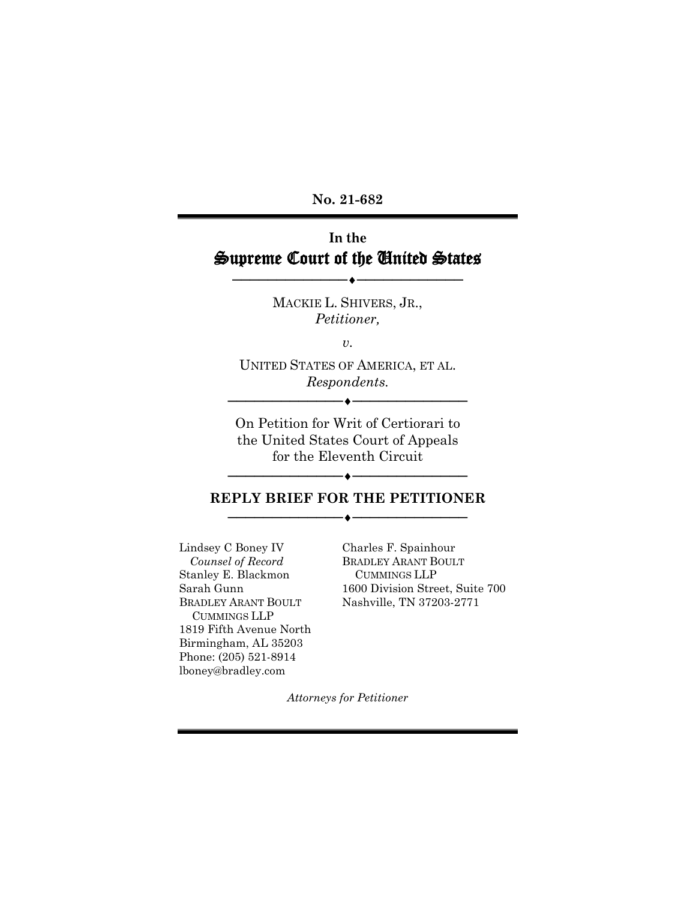**No. 21-682**

# In the Supreme Court of the United States

MACKIE L. SHIVERS, JR.,
*Petitioner,*

*v.*

UNITED STATES OF AMERICA, ET AL.
*Respondents.*

On Petition for Writ of Certiorari to the United States Court of Appeals for the Eleventh Circuit

## REPLY BRIEF FOR THE PETITIONER

Lindsey C Boney IV
*Counsel of Record*
Stanley E. Blackmon
Sarah Gunn
BRADLEY ARANT BOULT CUMMINGS LLP
1819 Fifth Avenue North
Birmingham, AL 35203
Phone: (205) 521-8914
lboney@bradley.com

Charles F. Spainhour
BRADLEY ARANT BOULT CUMMINGS LLP
1600 Division Street, Suite 700
Nashville, TN 37203-2771

*Attorneys for Petitioner*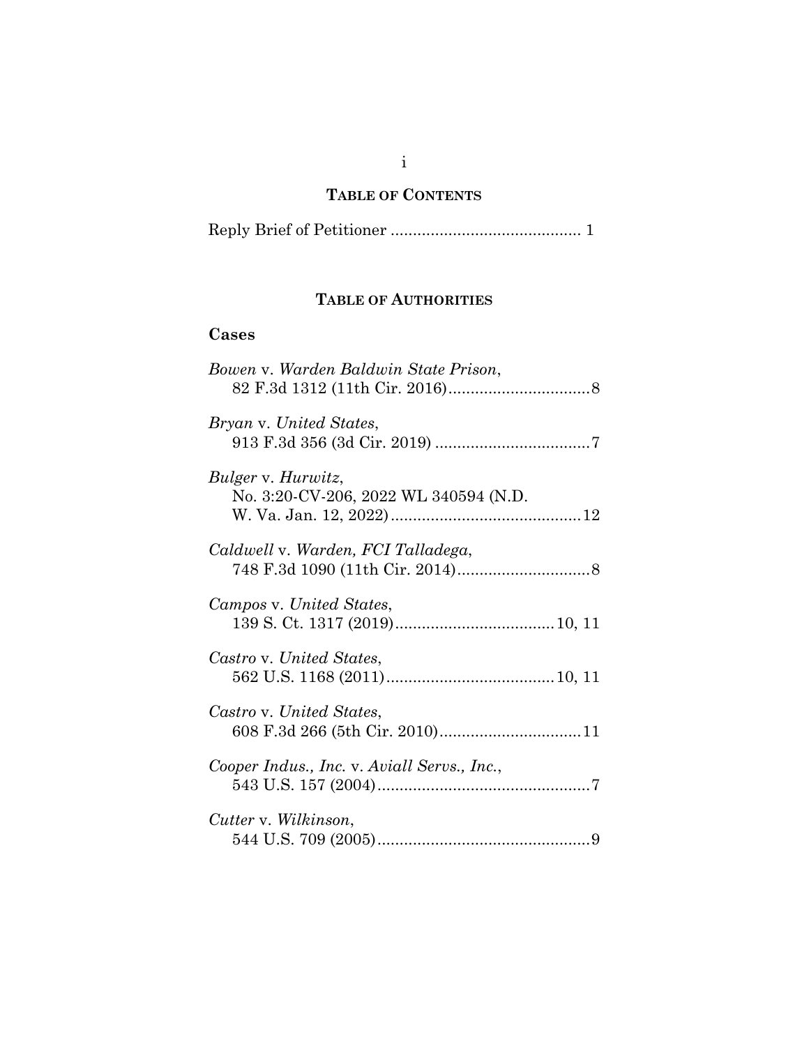## TABLE OF CONTENTS

Reply Brief of Petitioner .......................................... 1

## TABLE OF AUTHORITIES

### Cases

*Bowen* v. *Warden Baldwin State Prison*,
82 F.3d 1312 (11th Cir. 2016)................................8

*Bryan* v. *United States*,
913 F.3d 356 (3d Cir. 2019) ..................................7

*Bulger* v. *Hurwitz*,
No. 3:20-CV-206, 2022 WL 340594 (N.D. W. Va. Jan. 12, 2022)..........................................12

*Caldwell* v. *Warden, FCI Talladega*,
748 F.3d 1090 (11th Cir. 2014)..............................8

*Campos* v. *United States*,
139 S. Ct. 1317 (2019)....................................10, 11

*Castro* v. *United States*,
562 U.S. 1168 (2011)......................................10, 11

*Castro* v. *United States*,
608 F.3d 266 (5th Cir. 2010)................................11

*Cooper Indus., Inc.* v. *Aviall Servs., Inc.*,
543 U.S. 157 (2004)................................................7

*Cutter* v. *Wilkinson*,
544 U.S. 709 (2005)................................................9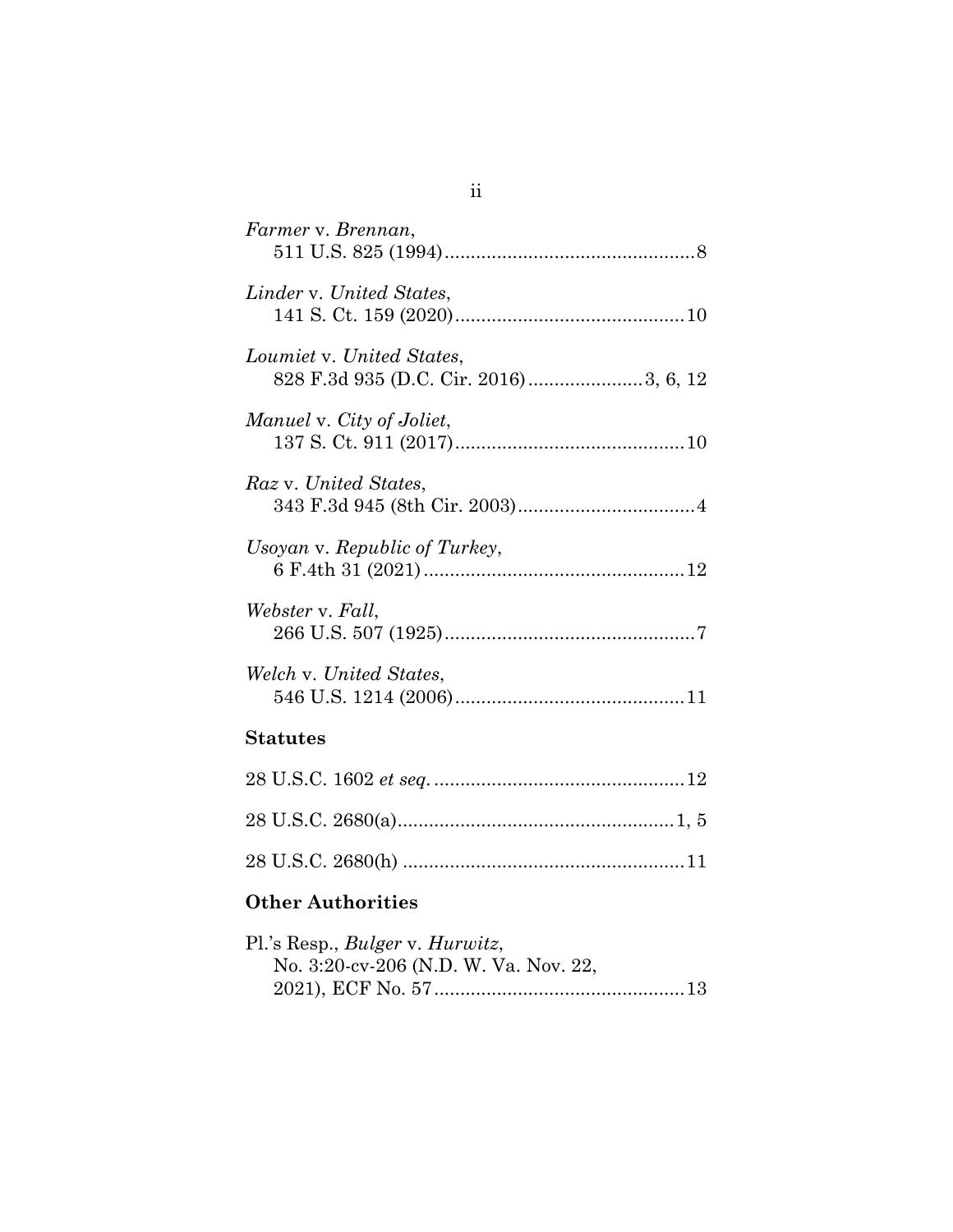*Farmer* v. *Brennan*,
511 U.S. 825 (1994)................................................8

*Linder* v. *United States*,
141 S. Ct. 159 (2020)............................................10

*Loumiet* v. *United States*,
828 F.3d 935 (D.C. Cir. 2016)......................3, 6, 12

*Manuel* v. *City of Joliet*,
137 S. Ct. 911 (2017)............................................10

*Raz* v. *United States*,
343 F.3d 945 (8th Cir. 2003)..................................4

*Usoyan* v. *Republic of Turkey*,
6 F.4th 31 (2021)..................................................12

*Webster* v. *Fall*,
266 U.S. 507 (1925)................................................7

*Welch* v. *United States*,
546 U.S. 1214 (2006)............................................11

**Statutes**

28 U.S.C. 1602 *et seq.* ................................................12

28 U.S.C. 2680(a)....................................................1, 5

28 U.S.C. 2680(h) ......................................................11

**Other Authorities**

Pl.'s Resp., *Bulger* v. *Hurwitz*,
No. 3:20-cv-206 (N.D. W. Va. Nov. 22,
2021), ECF No. 57................................................13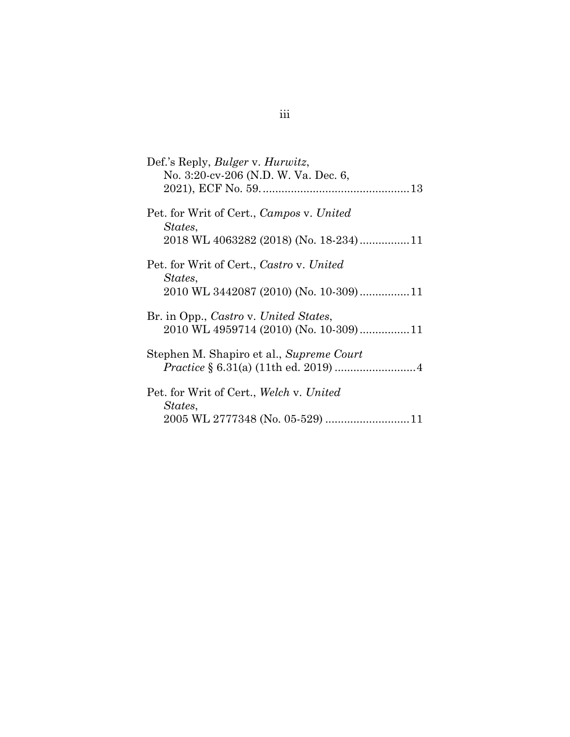Def.'s Reply, *Bulger* v. *Hurwitz*,
No. 3:20-cv-206 (N.D. W. Va. Dec. 6, 2021), ECF No. 59. ............................................... 13

Pet. for Writ of Cert., *Campos* v. *United States*,
2018 WL 4063282 (2018) (No. 18-234) ................ 11

Pet. for Writ of Cert., *Castro* v. *United States*,
2010 WL 3442087 (2010) (No. 10-309) ................ 11

Br. in Opp., *Castro* v. *United States*,
2010 WL 4959714 (2010) (No. 10-309) ................ 11

Stephen M. Shapiro et al., *Supreme Court Practice* § 6.31(a) (11th ed. 2019) .......................... 4

Pet. for Writ of Cert., *Welch* v. *United States*,
2005 WL 2777348 (No. 05-529) ........................... 11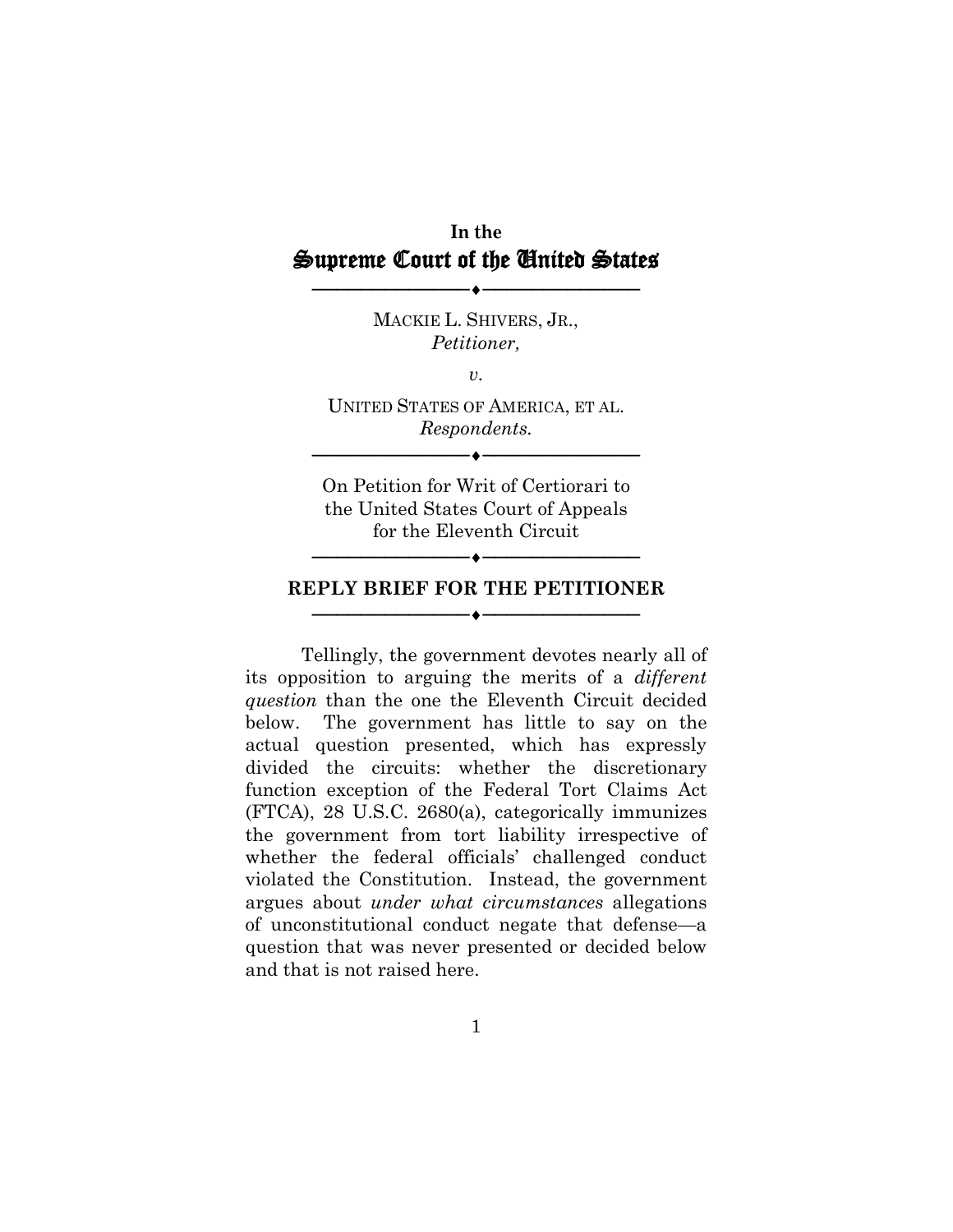In the

# Supreme Court of the United States

MACKIE L. SHIVERS, JR.,
*Petitioner,*

*v.*

UNITED STATES OF AMERICA, ET AL.
*Respondents.*

On Petition for Writ of Certiorari to the United States Court of Appeals for the Eleventh Circuit

## REPLY BRIEF FOR THE PETITIONER

Tellingly, the government devotes nearly all of its opposition to arguing the merits of a *different question* than the one the Eleventh Circuit decided below. The government has little to say on the actual question presented, which has expressly divided the circuits: whether the discretionary function exception of the Federal Tort Claims Act (FTCA), 28 U.S.C. 2680(a), categorically immunizes the government from tort liability irrespective of whether the federal officials' challenged conduct violated the Constitution. Instead, the government argues about *under what circumstances* allegations of unconstitutional conduct negate that defense—a question that was never presented or decided below and that is not raised here.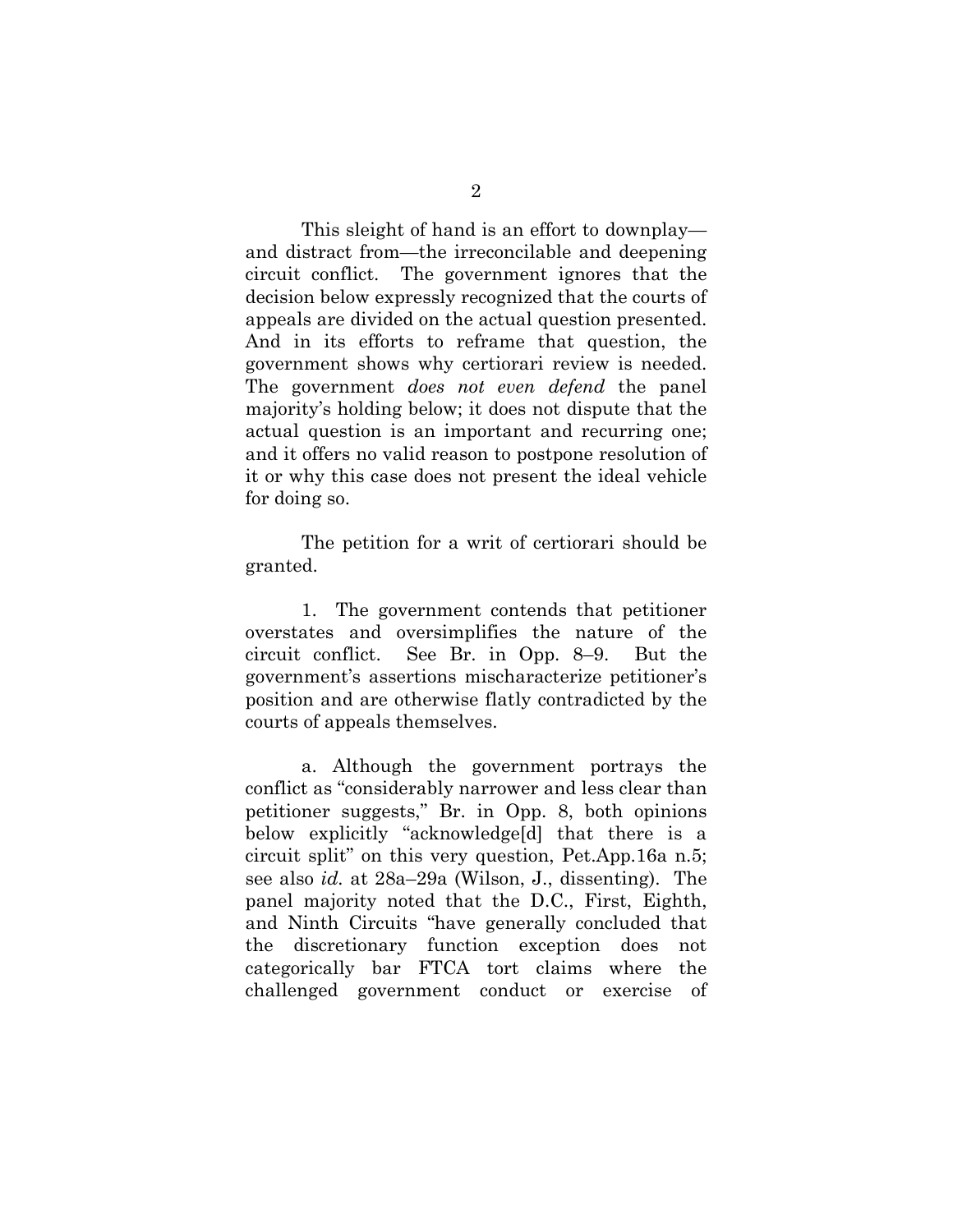This sleight of hand is an effort to downplay—and distract from—the irreconcilable and deepening circuit conflict. The government ignores that the decision below expressly recognized that the courts of appeals are divided on the actual question presented. And in its efforts to reframe that question, the government shows why certiorari review is needed. The government *does not even defend* the panel majority's holding below; it does not dispute that the actual question is an important and recurring one; and it offers no valid reason to postpone resolution of it or why this case does not present the ideal vehicle for doing so.

The petition for a writ of certiorari should be granted.

1. The government contends that petitioner overstates and oversimplifies the nature of the circuit conflict. See Br. in Opp. 8–9. But the government's assertions mischaracterize petitioner's position and are otherwise flatly contradicted by the courts of appeals themselves.

a. Although the government portrays the conflict as "considerably narrower and less clear than petitioner suggests," Br. in Opp. 8, both opinions below explicitly "acknowledge[d] that there is a circuit split" on this very question, Pet.App.16a n.5; see also *id.* at 28a–29a (Wilson, J., dissenting). The panel majority noted that the D.C., First, Eighth, and Ninth Circuits "have generally concluded that the discretionary function exception does not categorically bar FTCA tort claims where the challenged government conduct or exercise of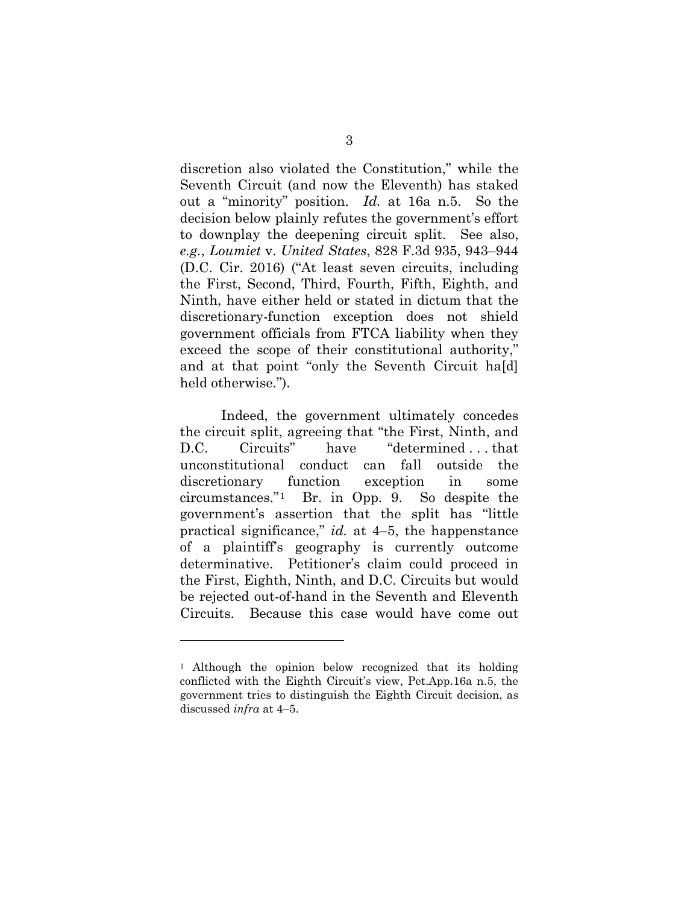discretion also violated the Constitution," while the Seventh Circuit (and now the Eleventh) has staked out a "minority" position. *Id.* at 16a n.5. So the decision below plainly refutes the government's effort to downplay the deepening circuit split. See also, *e.g.*, *Loumiet* v. *United States*, 828 F.3d 935, 943–944 (D.C. Cir. 2016) ("At least seven circuits, including the First, Second, Third, Fourth, Fifth, Eighth, and Ninth, have either held or stated in dictum that the discretionary-function exception does not shield government officials from FTCA liability when they exceed the scope of their constitutional authority," and at that point "only the Seventh Circuit ha[d] held otherwise.").

Indeed, the government ultimately concedes the circuit split, agreeing that "the First, Ninth, and D.C. Circuits" have "determined . . . that unconstitutional conduct can fall outside the discretionary function exception in some circumstances."[1] Br. in Opp. 9. So despite the government's assertion that the split has "little practical significance," *id.* at 4–5, the happenstance of a plaintiff's geography is currently outcome determinative. Petitioner's claim could proceed in the First, Eighth, Ninth, and D.C. Circuits but would be rejected out-of-hand in the Seventh and Eleventh Circuits. Because this case would have come out

---

[1] Although the opinion below recognized that its holding conflicted with the Eighth Circuit's view, Pet.App.16a n.5, the government tries to distinguish the Eighth Circuit decision, as discussed *infra* at 4–5.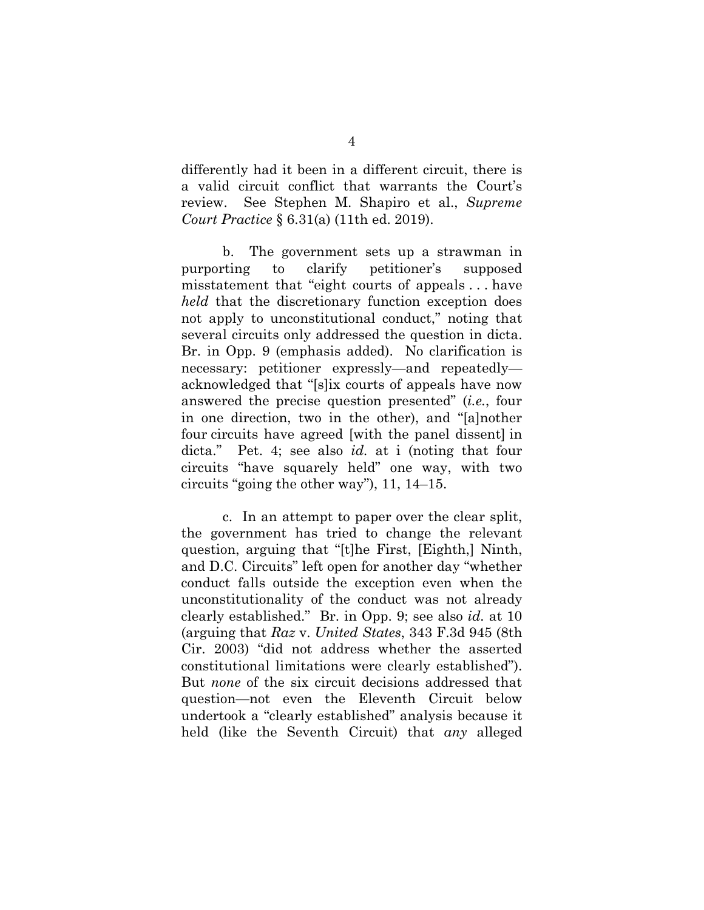differently had it been in a different circuit, there is a valid circuit conflict that warrants the Court's review. See Stephen M. Shapiro et al., *Supreme Court Practice* § 6.31(a) (11th ed. 2019).

b. The government sets up a strawman in purporting to clarify petitioner's supposed misstatement that "eight courts of appeals . . . have *held* that the discretionary function exception does not apply to unconstitutional conduct," noting that several circuits only addressed the question in dicta. Br. in Opp. 9 (emphasis added). No clarification is necessary: petitioner expressly—and repeatedly—acknowledged that "[s]ix courts of appeals have now answered the precise question presented" (*i.e.*, four in one direction, two in the other), and "[a]nother four circuits have agreed [with the panel dissent] in dicta." Pet. 4; see also *id.* at i (noting that four circuits "have squarely held" one way, with two circuits "going the other way"), 11, 14–15.

c. In an attempt to paper over the clear split, the government has tried to change the relevant question, arguing that "[t]he First, [Eighth,] Ninth, and D.C. Circuits" left open for another day "whether conduct falls outside the exception even when the unconstitutionality of the conduct was not already clearly established." Br. in Opp. 9; see also *id.* at 10 (arguing that *Raz* v. *United States*, 343 F.3d 945 (8th Cir. 2003) "did not address whether the asserted constitutional limitations were clearly established"). But *none* of the six circuit decisions addressed that question—not even the Eleventh Circuit below undertook a "clearly established" analysis because it held (like the Seventh Circuit) that *any* alleged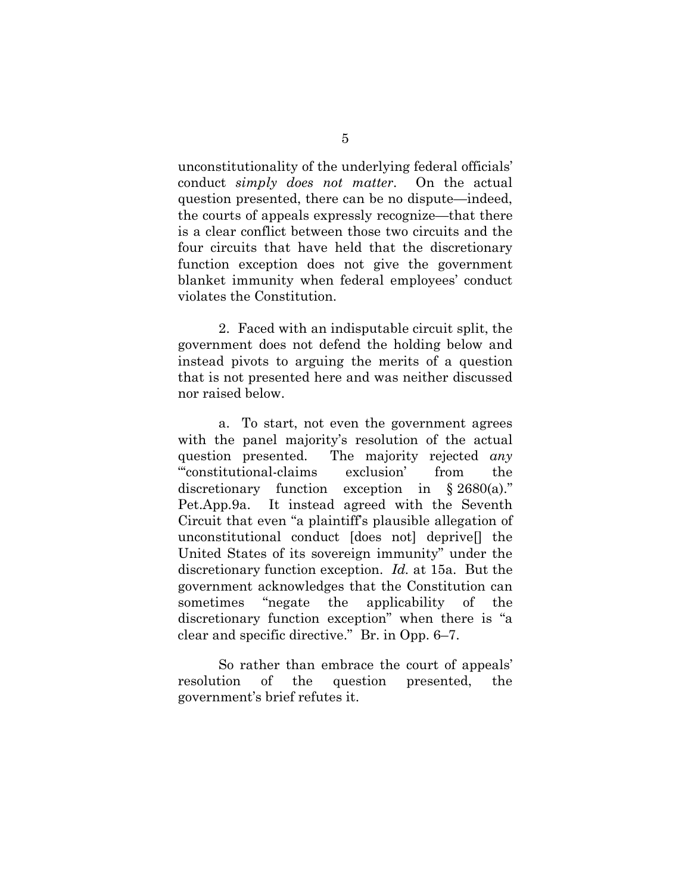unconstitutionality of the underlying federal officials' conduct *simply does not matter*. On the actual question presented, there can be no dispute—indeed, the courts of appeals expressly recognize—that there is a clear conflict between those two circuits and the four circuits that have held that the discretionary function exception does not give the government blanket immunity when federal employees' conduct violates the Constitution.

2. Faced with an indisputable circuit split, the government does not defend the holding below and instead pivots to arguing the merits of a question that is not presented here and was neither discussed nor raised below.

a. To start, not even the government agrees with the panel majority's resolution of the actual question presented. The majority rejected *any* "'constitutional-claims exclusion' from the discretionary function exception in § 2680(a)." Pet.App.9a. It instead agreed with the Seventh Circuit that even "a plaintiff's plausible allegation of unconstitutional conduct [does not] deprive[] the United States of its sovereign immunity" under the discretionary function exception. *Id.* at 15a. But the government acknowledges that the Constitution can sometimes "negate the applicability of the discretionary function exception" when there is "a clear and specific directive." Br. in Opp. 6–7.

So rather than embrace the court of appeals' resolution of the question presented, the government's brief refutes it.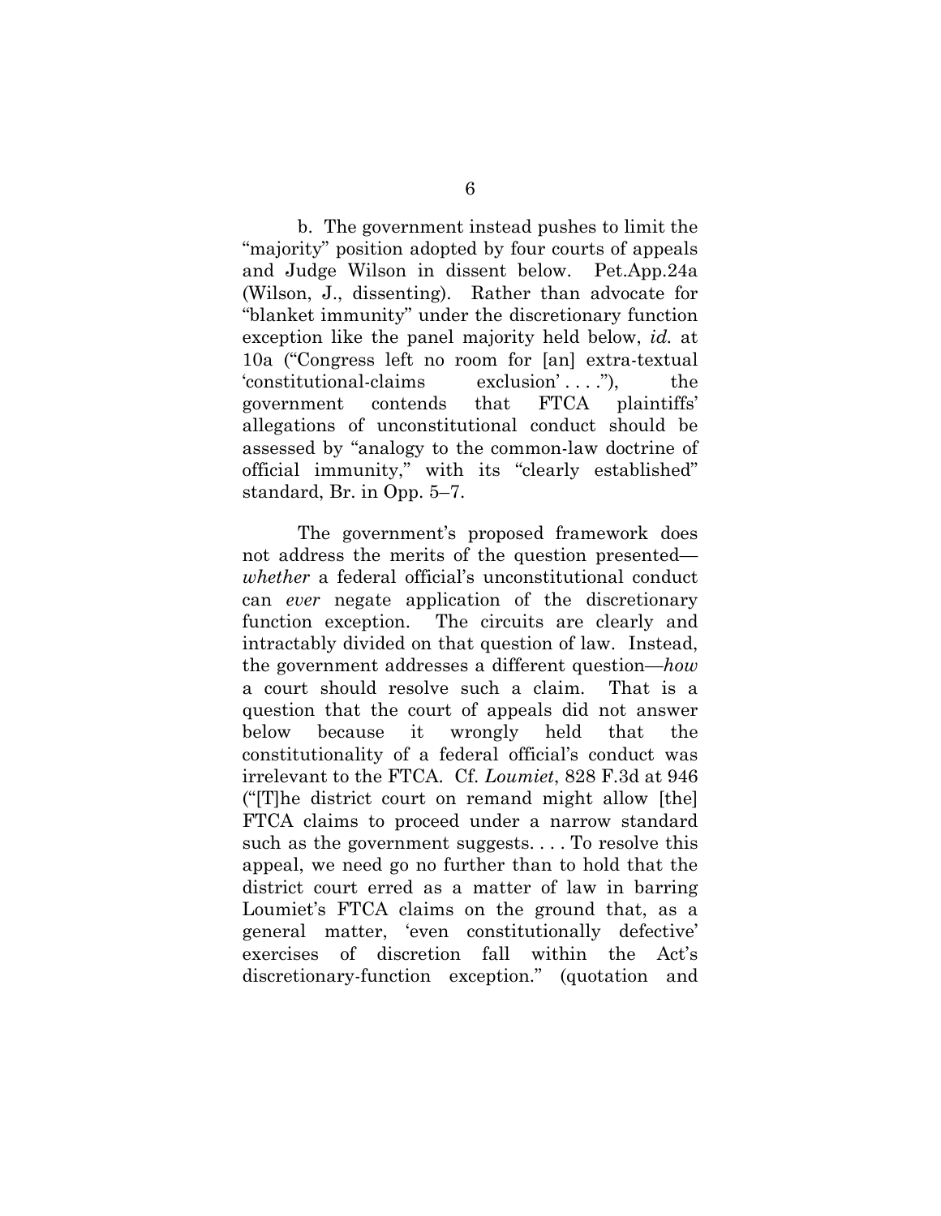b. The government instead pushes to limit the "majority" position adopted by four courts of appeals and Judge Wilson in dissent below. Pet.App.24a (Wilson, J., dissenting). Rather than advocate for "blanket immunity" under the discretionary function exception like the panel majority held below, *id.* at 10a ("Congress left no room for [an] extra-textual 'constitutional-claims exclusion' . . . ."), the government contends that FTCA plaintiffs' allegations of unconstitutional conduct should be assessed by "analogy to the common-law doctrine of official immunity," with its "clearly established" standard, Br. in Opp. 5–7.

The government's proposed framework does not address the merits of the question presented—*whether* a federal official's unconstitutional conduct can *ever* negate application of the discretionary function exception. The circuits are clearly and intractably divided on that question of law. Instead, the government addresses a different question—*how* a court should resolve such a claim. That is a question that the court of appeals did not answer below because it wrongly held that the constitutionality of a federal official's conduct was irrelevant to the FTCA. Cf. *Loumiet*, 828 F.3d at 946 ("[T]he district court on remand might allow [the] FTCA claims to proceed under a narrow standard such as the government suggests. . . . To resolve this appeal, we need go no further than to hold that the district court erred as a matter of law in barring Loumiet's FTCA claims on the ground that, as a general matter, 'even constitutionally defective' exercises of discretion fall within the Act's discretionary-function exception." (quotation and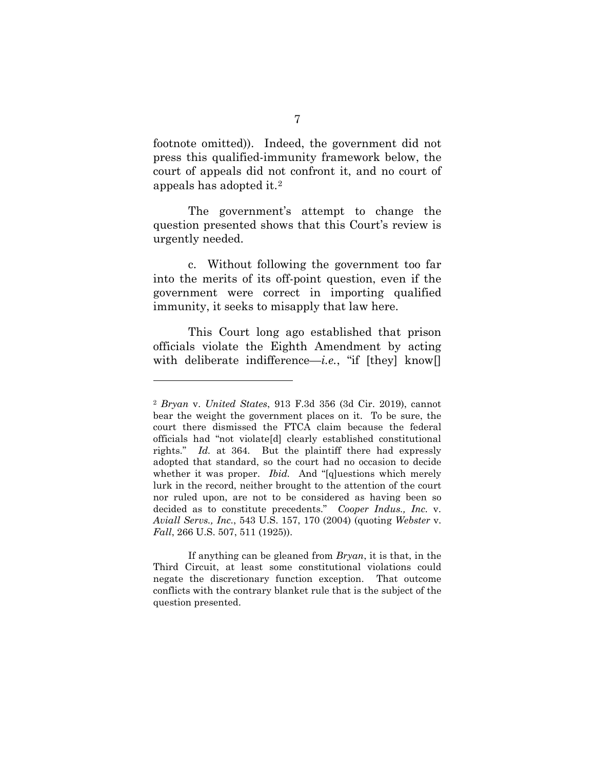footnote omitted)). Indeed, the government did not press this qualified-immunity framework below, the court of appeals did not confront it, and no court of appeals has adopted it.[2]

The government's attempt to change the question presented shows that this Court's review is urgently needed.

c. Without following the government too far into the merits of its off-point question, even if the government were correct in importing qualified immunity, it seeks to misapply that law here.

This Court long ago established that prison officials violate the Eighth Amendment by acting with deliberate indifference—*i.e.*, "if [they] know[]

---

[2] *Bryan* v. *United States*, 913 F.3d 356 (3d Cir. 2019), cannot bear the weight the government places on it. To be sure, the court there dismissed the FTCA claim because the federal officials had "not violate[d] clearly established constitutional rights." *Id.* at 364. But the plaintiff there had expressly adopted that standard, so the court had no occasion to decide whether it was proper. *Ibid.* And "[q]uestions which merely lurk in the record, neither brought to the attention of the court nor ruled upon, are not to be considered as having been so decided as to constitute precedents." *Cooper Indus., Inc.* v. *Aviall Servs., Inc.*, 543 U.S. 157, 170 (2004) (quoting *Webster* v. *Fall*, 266 U.S. 507, 511 (1925)).

If anything can be gleaned from *Bryan*, it is that, in the Third Circuit, at least some constitutional violations could negate the discretionary function exception. That outcome conflicts with the contrary blanket rule that is the subject of the question presented.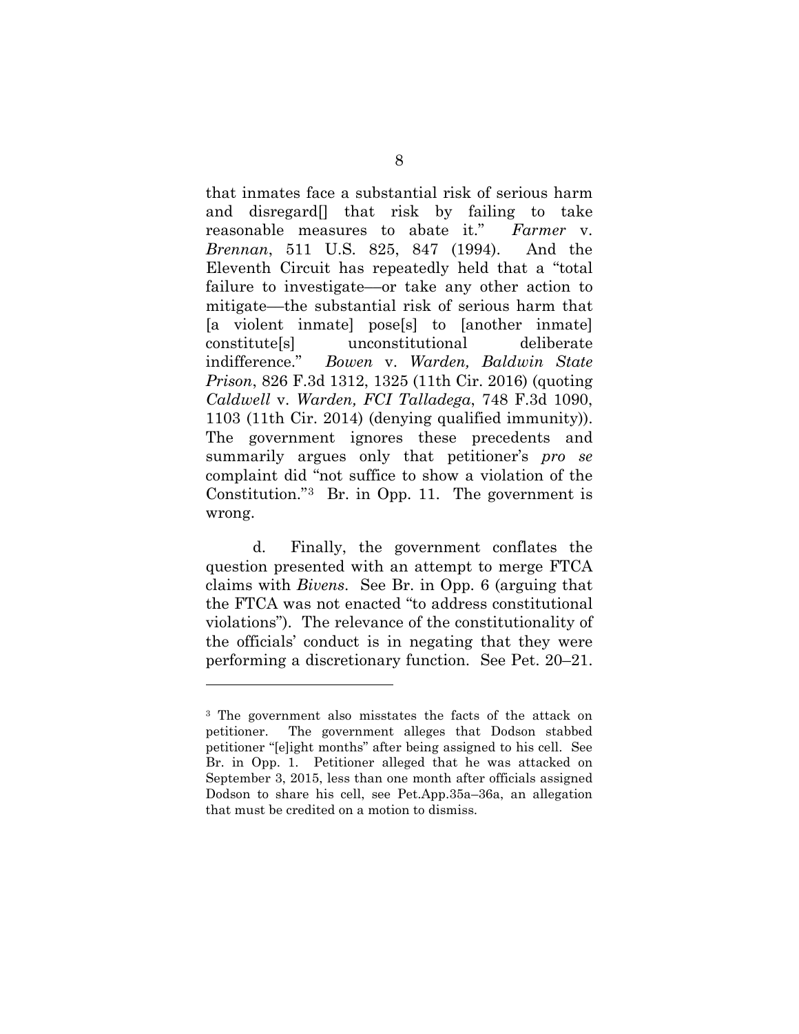that inmates face a substantial risk of serious harm and disregard[] that risk by failing to take reasonable measures to abate it." *Farmer* v. *Brennan*, 511 U.S. 825, 847 (1994). And the Eleventh Circuit has repeatedly held that a "total failure to investigate—or take any other action to mitigate—the substantial risk of serious harm that [a violent inmate] pose[s] to [another inmate] constitute[s] unconstitutional deliberate indifference." *Bowen* v. *Warden, Baldwin State Prison*, 826 F.3d 1312, 1325 (11th Cir. 2016) (quoting *Caldwell* v. *Warden, FCI Talladega*, 748 F.3d 1090, 1103 (11th Cir. 2014) (denying qualified immunity)). The government ignores these precedents and summarily argues only that petitioner's *pro se* complaint did "not suffice to show a violation of the Constitution."[3] Br. in Opp. 11. The government is wrong.

d. Finally, the government conflates the question presented with an attempt to merge FTCA claims with *Bivens*. See Br. in Opp. 6 (arguing that the FTCA was not enacted "to address constitutional violations"). The relevance of the constitutionality of the officials' conduct is in negating that they were performing a discretionary function. See Pet. 20–21.

---

[3] The government also misstates the facts of the attack on petitioner. The government alleges that Dodson stabbed petitioner "[e]ight months" after being assigned to his cell. See Br. in Opp. 1. Petitioner alleged that he was attacked on September 3, 2015, less than one month after officials assigned Dodson to share his cell, see Pet.App.35a–36a, an allegation that must be credited on a motion to dismiss.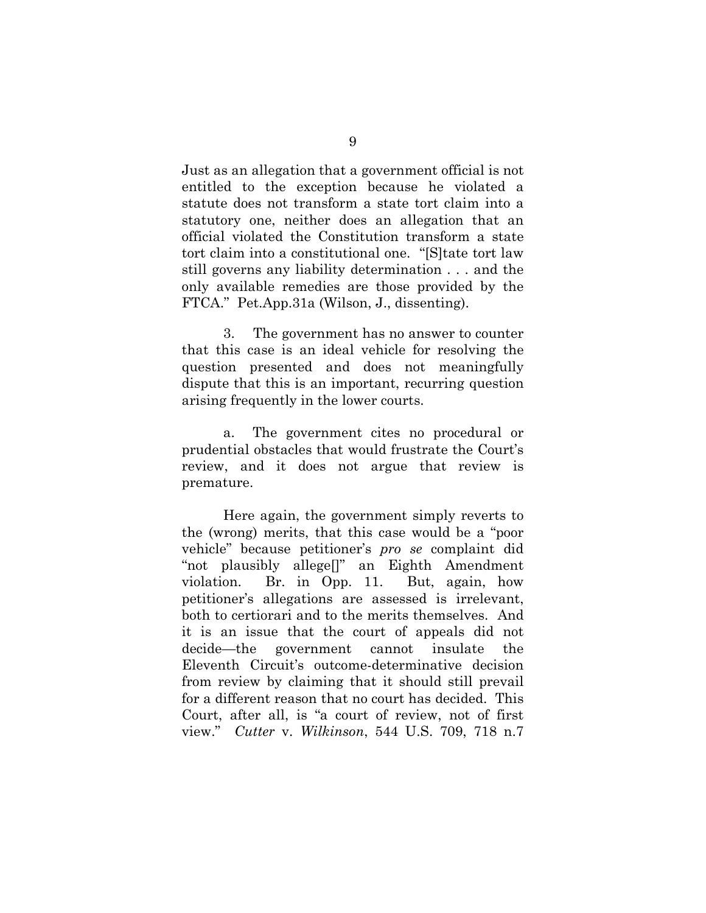Just as an allegation that a government official is not entitled to the exception because he violated a statute does not transform a state tort claim into a statutory one, neither does an allegation that an official violated the Constitution transform a state tort claim into a constitutional one. "[S]tate tort law still governs any liability determination . . . and the only available remedies are those provided by the FTCA." Pet.App.31a (Wilson, J., dissenting).

3. The government has no answer to counter that this case is an ideal vehicle for resolving the question presented and does not meaningfully dispute that this is an important, recurring question arising frequently in the lower courts.

a. The government cites no procedural or prudential obstacles that would frustrate the Court's review, and it does not argue that review is premature.

Here again, the government simply reverts to the (wrong) merits, that this case would be a "poor vehicle" because petitioner's *pro se* complaint did "not plausibly allege[]" an Eighth Amendment violation. Br. in Opp. 11. But, again, how petitioner's allegations are assessed is irrelevant, both to certiorari and to the merits themselves. And it is an issue that the court of appeals did not decide—the government cannot insulate the Eleventh Circuit's outcome-determinative decision from review by claiming that it should still prevail for a different reason that no court has decided. This Court, after all, is "a court of review, not of first view." *Cutter* v. *Wilkinson*, 544 U.S. 709, 718 n.7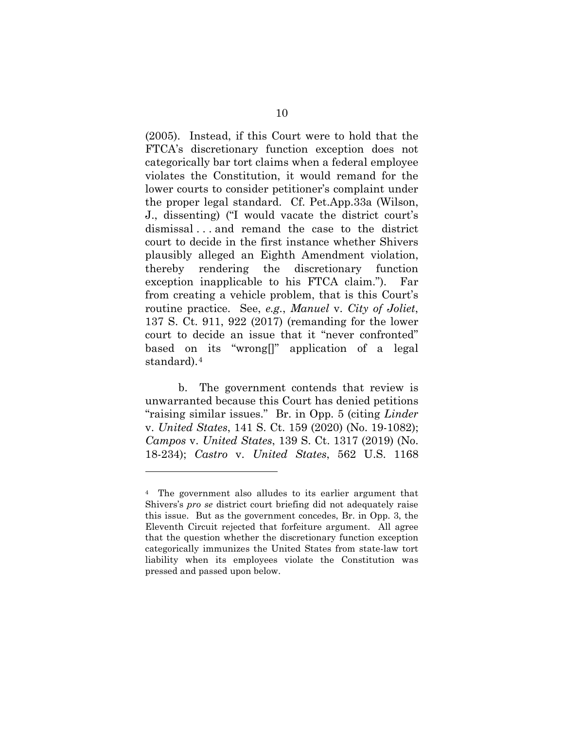(2005). Instead, if this Court were to hold that the FTCA's discretionary function exception does not categorically bar tort claims when a federal employee violates the Constitution, it would remand for the lower courts to consider petitioner's complaint under the proper legal standard. Cf. Pet.App.33a (Wilson, J., dissenting) ("I would vacate the district court's dismissal . . . and remand the case to the district court to decide in the first instance whether Shivers plausibly alleged an Eighth Amendment violation, thereby rendering the discretionary function exception inapplicable to his FTCA claim."). Far from creating a vehicle problem, that is this Court's routine practice. See, *e.g.*, *Manuel* v. *City of Joliet*, 137 S. Ct. 911, 922 (2017) (remanding for the lower court to decide an issue that it "never confronted" based on its "wrong[]" application of a legal standard).[4]

b. The government contends that review is unwarranted because this Court has denied petitions "raising similar issues." Br. in Opp. 5 (citing *Linder* v. *United States*, 141 S. Ct. 159 (2020) (No. 19-1082); *Campos* v. *United States*, 139 S. Ct. 1317 (2019) (No. 18-234); *Castro* v. *United States*, 562 U.S. 1168

---

[4] The government also alludes to its earlier argument that Shivers's *pro se* district court briefing did not adequately raise this issue. But as the government concedes, Br. in Opp. 3, the Eleventh Circuit rejected that forfeiture argument. All agree that the question whether the discretionary function exception categorically immunizes the United States from state-law tort liability when its employees violate the Constitution was pressed and passed upon below.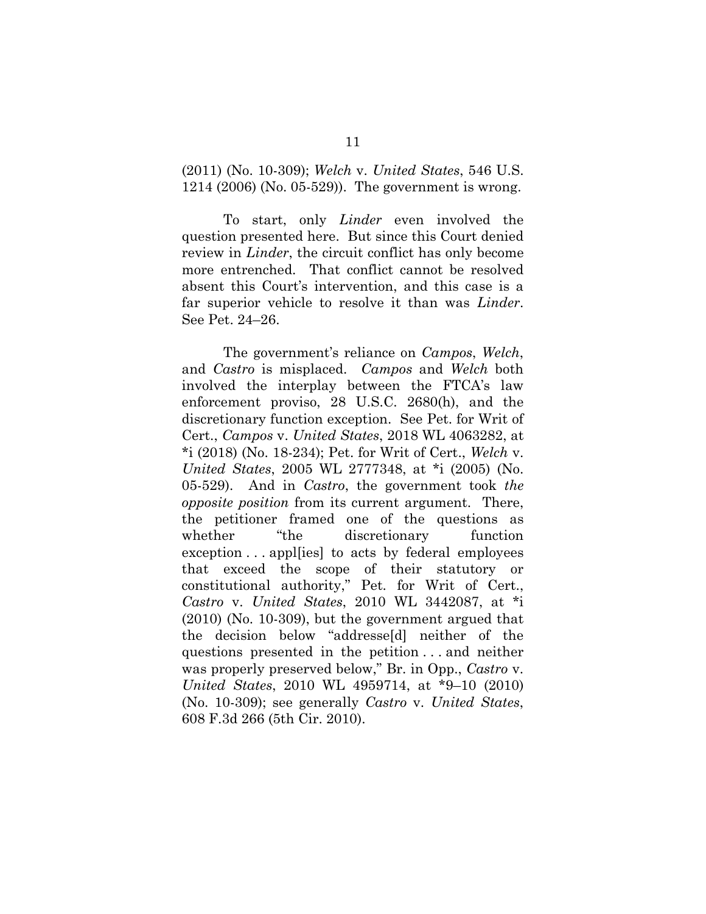(2011) (No. 10-309); *Welch* v. *United States*, 546 U.S. 1214 (2006) (No. 05-529)). The government is wrong.

To start, only *Linder* even involved the question presented here. But since this Court denied review in *Linder*, the circuit conflict has only become more entrenched. That conflict cannot be resolved absent this Court's intervention, and this case is a far superior vehicle to resolve it than was *Linder*. See Pet. 24–26.

The government's reliance on *Campos*, *Welch*, and *Castro* is misplaced. *Campos* and *Welch* both involved the interplay between the FTCA's law enforcement proviso, 28 U.S.C. 2680(h), and the discretionary function exception. See Pet. for Writ of Cert., *Campos* v. *United States*, 2018 WL 4063282, at *i (2018) (No. 18-234); Pet. for Writ of Cert., *Welch* v. *United States*, 2005 WL 2777348, at *i (2005) (No. 05-529). And in *Castro*, the government took *the opposite position* from its current argument. There, the petitioner framed one of the questions as whether "the discretionary function exception . . . appl[ies] to acts by federal employees that exceed the scope of their statutory or constitutional authority," Pet. for Writ of Cert., *Castro* v. *United States*, 2010 WL 3442087, at *i (2010) (No. 10-309), but the government argued that the decision below "addresse[d] neither of the questions presented in the petition . . . and neither was properly preserved below," Br. in Opp., *Castro* v. *United States*, 2010 WL 4959714, at *9–10 (2010) (No. 10-309); see generally *Castro* v. *United States*, 608 F.3d 266 (5th Cir. 2010).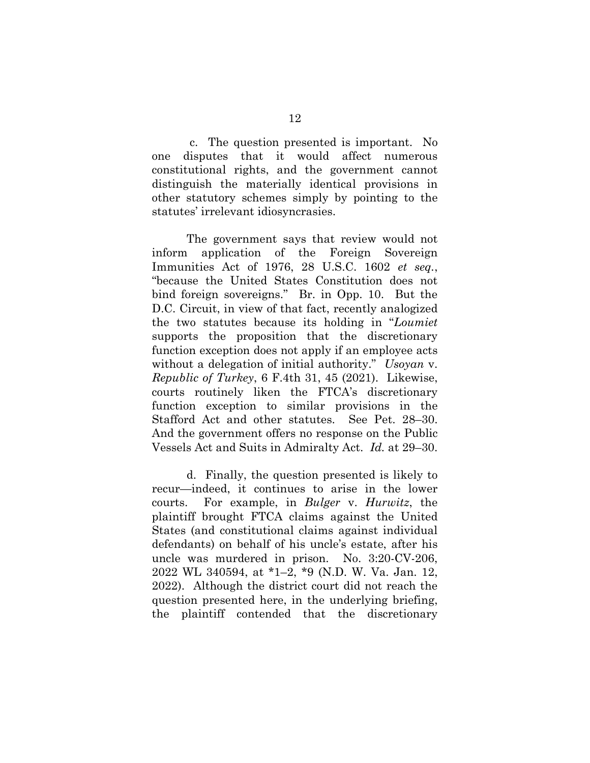c. The question presented is important. No one disputes that it would affect numerous constitutional rights, and the government cannot distinguish the materially identical provisions in other statutory schemes simply by pointing to the statutes' irrelevant idiosyncrasies.

The government says that review would not inform application of the Foreign Sovereign Immunities Act of 1976, 28 U.S.C. 1602 *et seq.*, "because the United States Constitution does not bind foreign sovereigns." Br. in Opp. 10. But the D.C. Circuit, in view of that fact, recently analogized the two statutes because its holding in "*Loumiet* supports the proposition that the discretionary function exception does not apply if an employee acts without a delegation of initial authority." *Usoyan* v. *Republic of Turkey*, 6 F.4th 31, 45 (2021). Likewise, courts routinely liken the FTCA's discretionary function exception to similar provisions in the Stafford Act and other statutes. See Pet. 28–30. And the government offers no response on the Public Vessels Act and Suits in Admiralty Act. *Id.* at 29–30.

d. Finally, the question presented is likely to recur—indeed, it continues to arise in the lower courts. For example, in *Bulger* v. *Hurwitz*, the plaintiff brought FTCA claims against the United States (and constitutional claims against individual defendants) on behalf of his uncle's estate, after his uncle was murdered in prison. No. 3:20-CV-206, 2022 WL 340594, at *1–2, *9 (N.D. W. Va. Jan. 12, 2022). Although the district court did not reach the question presented here, in the underlying briefing, the plaintiff contended that the discretionary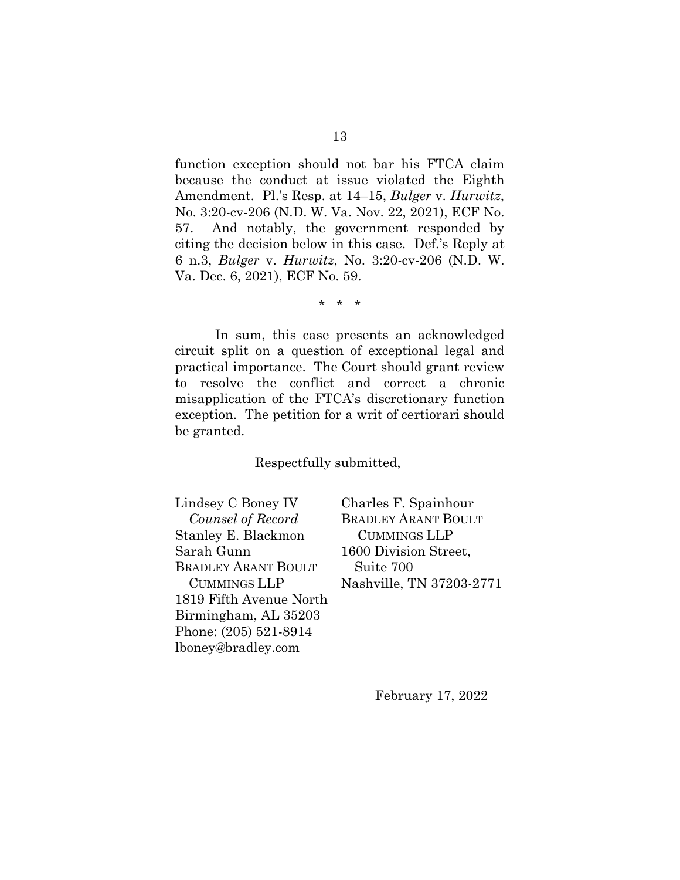function exception should not bar his FTCA claim because the conduct at issue violated the Eighth Amendment. Pl.'s Resp. at 14–15, *Bulger* v. *Hurwitz*, No. 3:20-cv-206 (N.D. W. Va. Nov. 22, 2021), ECF No. 57. And notably, the government responded by citing the decision below in this case. Def.'s Reply at 6 n.3, *Bulger* v. *Hurwitz*, No. 3:20-cv-206 (N.D. W. Va. Dec. 6, 2021), ECF No. 59.

\* \* \*

In sum, this case presents an acknowledged circuit split on a question of exceptional legal and practical importance. The Court should grant review to resolve the conflict and correct a chronic misapplication of the FTCA's discretionary function exception. The petition for a writ of certiorari should be granted.

Respectfully submitted,

Lindsey C Boney IV
*Counsel of Record*
Stanley E. Blackmon
Sarah Gunn
BRADLEY ARANT BOULT CUMMINGS LLP
1819 Fifth Avenue North
Birmingham, AL 35203
Phone: (205) 521-8914
lboney@bradley.com

Charles F. Spainhour
BRADLEY ARANT BOULT CUMMINGS LLP
1600 Division Street, Suite 700
Nashville, TN 37203-2771

February 17, 2022